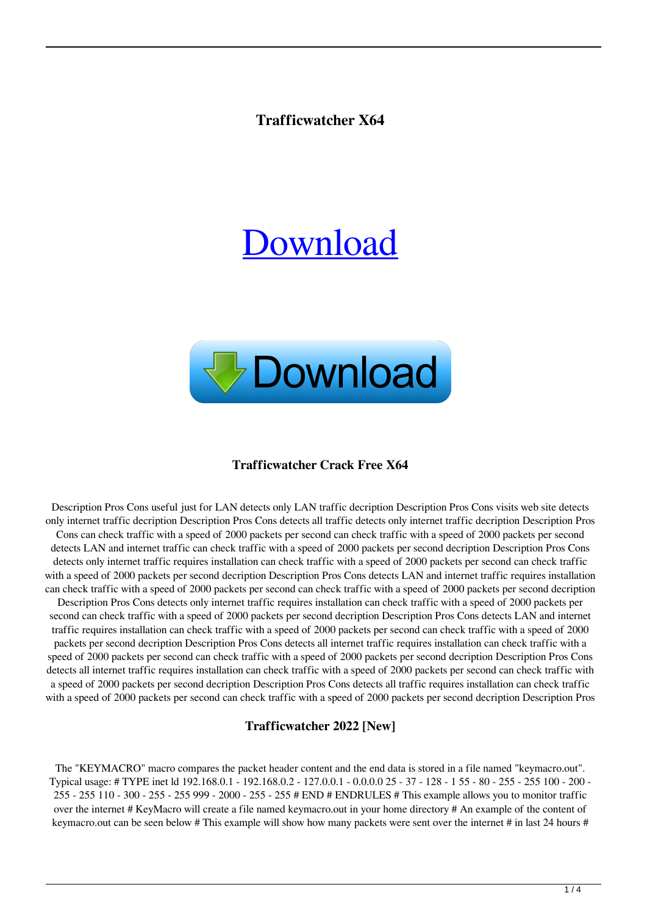# Trafficwatcher X64

[Download](#)

Download

### Trafficwatcher Crack Free X64

Description Pros Cons useful just for LAN detects only LAN traffic decription Description Pros Cons visits web site detects only internet traffic decription Description Pros Cons detects all traffic detects only internet traffic decription Description Pros Cons can check traffic with a speed of 2000 packets per second can check traffic with a speed of 2000 packets per second detects LAN and internet traffic can check traffic with a speed of 2000 packets per second decription Description Pros Cons detects only internet traffic requires installation can check traffic with a speed of 2000 packets per second can check traffic with a speed of 2000 packets per second decription Description Pros Cons detects LAN and internet traffic requires installation can check traffic with a speed of 2000 packets per second can check traffic with a speed of 2000 packets per second decription Description Pros Cons detects only internet traffic requires installation can check traffic with a speed of 2000 packets per second can check traffic with a speed of 2000 packets per second decription Description Pros Cons detects LAN and internet traffic requires installation can check traffic with a speed of 2000 packets per second can check traffic with a speed of 2000 packets per second decription Description Pros Cons detects all internet traffic requires installation can check traffic with a speed of 2000 packets per second can check traffic with a speed of 2000 packets per second decription Description Pros Cons detects all internet traffic requires installation can check traffic with a speed of 2000 packets per second can check traffic with a speed of 2000 packets per second decription Description Pros Cons detects all traffic requires installation can check traffic with a speed of 2000 packets per second can check traffic with a speed of 2000 packets per second decription Description Pros

### Trafficwatcher 2022 [New]

The "KEYMACRO" macro compares the packet header content and the end data is stored in a file named "keymacro.out". Typical usage: # TYPE inet ld 192.168.0.1 - 192.168.0.2 - 127.0.0.1 - 0.0.0.0 25 - 37 - 128 - 1 55 - 80 - 255 - 255 100 - 200 - 255 - 255 110 - 300 - 255 - 255 999 - 2000 - 255 - 255 # END # ENDRULES # This example allows you to monitor traffic over the internet # KeyMacro will create a file named keymacro.out in your home directory # An example of the content of keymacro.out can be seen below # This example will show how many packets were sent over the internet # in last 24 hours #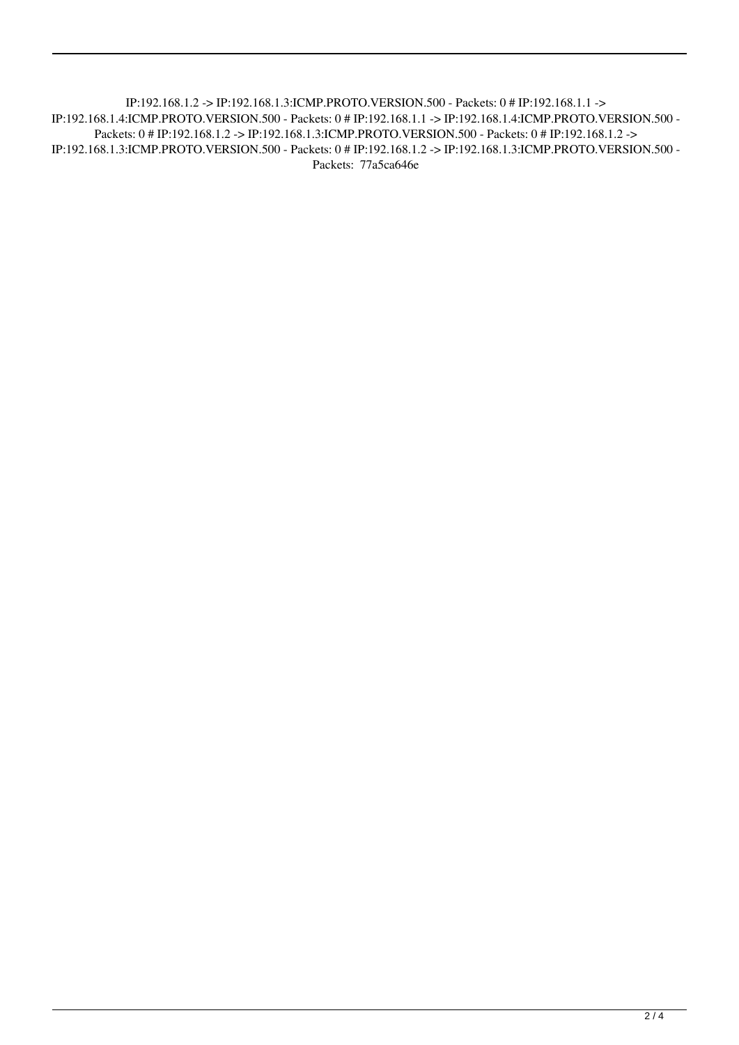IP:192.168.1.2 -> IP:192.168.1.3:ICMP.PROTO.VERSION.500 - Packets: 0 # IP:192.168.1.1 -> IP:192.168.1.4:ICMP.PROTO.VERSION.500 - Packets: 0 # IP:192.168.1.1 -> IP:192.168.1.4:ICMP.PROTO.VERSION.500 - Packets: 0 # IP:192.168.1.2 -> IP:192.168.1.3:ICMP.PROTO.VERSION.500 - Packets: 0 # IP:192.168.1.2 -> IP:192.168.1.3:ICMP.PROTO.VERSION.500 - Packets: 0 # IP:192.168.1.2 -> IP:192.168.1.3:ICMP.PROTO.VERSION.500 - Packets: 77a5ca646e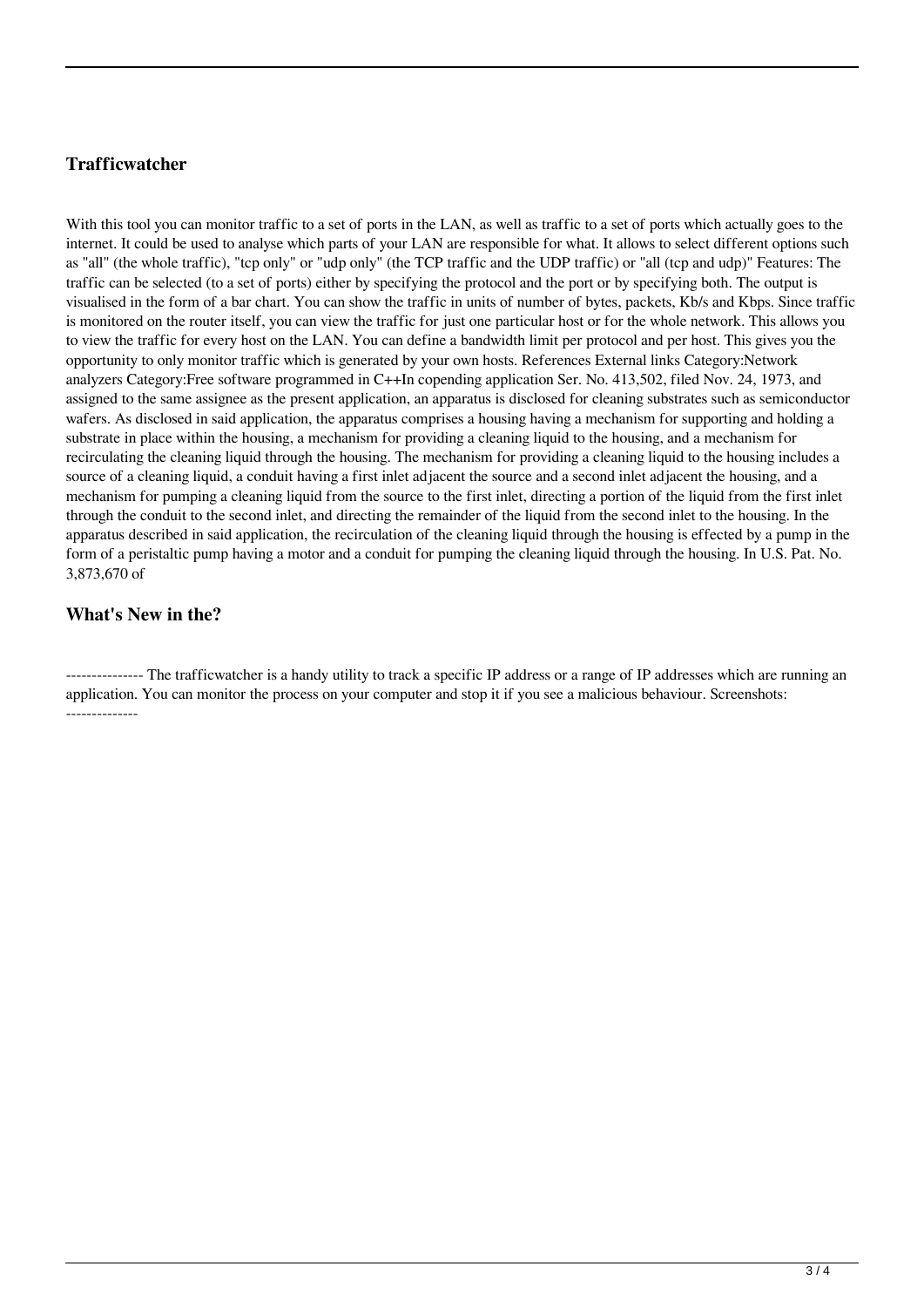## Trafficwatcher

With this tool you can monitor traffic to a set of ports in the LAN, as well as traffic to a set of ports which actually goes to the internet. It could be used to analyse which parts of your LAN are responsible for what. It allows to select different options such as "all" (the whole traffic), "tcp only" or "udp only" (the TCP traffic and the UDP traffic) or "all (tcp and udp)" Features: The traffic can be selected (to a set of ports) either by specifying the protocol and the port or by specifying both. The output is visualised in the form of a bar chart. You can show the traffic in units of number of bytes, packets, Kb/s and Kbps. Since traffic is monitored on the router itself, you can view the traffic for just one particular host or for the whole network. This allows you to view the traffic for every host on the LAN. You can define a bandwidth limit per protocol and per host. This gives you the opportunity to only monitor traffic which is generated by your own hosts. References External links Category:Network analyzers Category:Free software programmed in C++In copending application Ser. No. 413,502, filed Nov. 24, 1973, and assigned to the same assignee as the present application, an apparatus is disclosed for cleaning substrates such as semiconductor wafers. As disclosed in said application, the apparatus comprises a housing having a mechanism for supporting and holding a substrate in place within the housing, a mechanism for providing a cleaning liquid to the housing, and a mechanism for recirculating the cleaning liquid through the housing. The mechanism for providing a cleaning liquid to the housing includes a source of a cleaning liquid, a conduit having a first inlet adjacent the source and a second inlet adjacent the housing, and a mechanism for pumping a cleaning liquid from the source to the first inlet, directing a portion of the liquid from the first inlet through the conduit to the second inlet, and directing the remainder of the liquid from the second inlet to the housing. In the apparatus described in said application, the recirculation of the cleaning liquid through the housing is effected by a pump in the form of a peristaltic pump having a motor and a conduit for pumping the cleaning liquid through the housing. In U.S. Pat. No. 3,873,670 of

## What's New in the?

--------------- The trafficwatcher is a handy utility to track a specific IP address or a range of IP addresses which are running an application. You can monitor the process on your computer and stop it if you see a malicious behaviour. Screenshots: --------------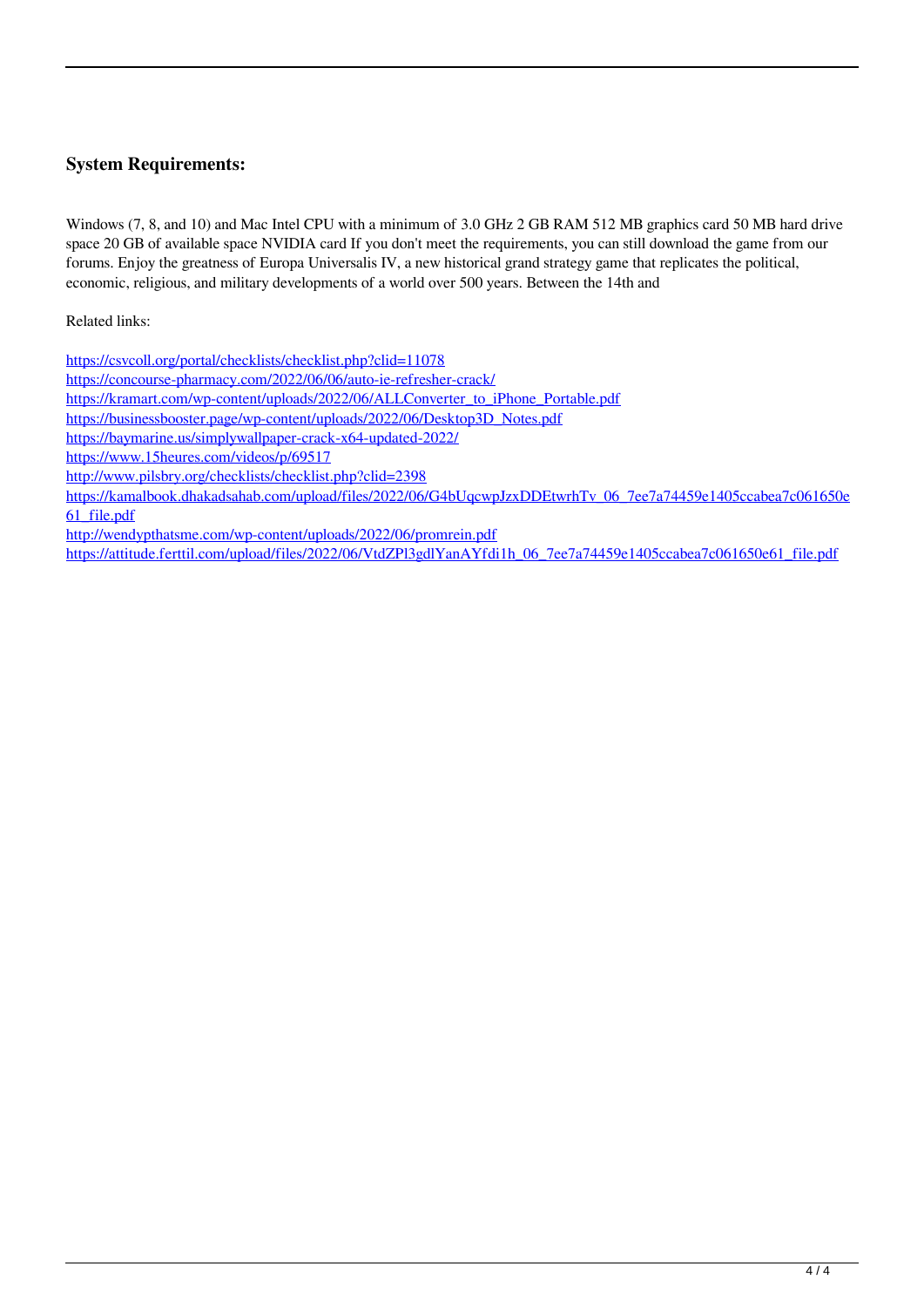## System Requirements:

Windows (7, 8, and 10) and Mac Intel CPU with a minimum of 3.0 GHz 2 GB RAM 512 MB graphics card 50 MB hard drive space 20 GB of available space NVIDIA card If you don't meet the requirements, you can still download the game from our forums. Enjoy the greatness of Europa Universalis IV, a new historical grand strategy game that replicates the political, economic, religious, and military developments of a world over 500 years. Between the 14th and

Related links:

https://csvcoll.org/portal/checklists/checklist.php?clid=11078
https://concourse-pharmacy.com/2022/06/06/auto-ie-refresher-crack/
https://kramart.com/wp-content/uploads/2022/06/ALLConverter_to_iPhone_Portable.pdf
https://businessbooster.page/wp-content/uploads/2022/06/Desktop3D_Notes.pdf
https://baymarine.us/simplywallpaper-crack-x64-updated-2022/
https://www.15heures.com/videos/p/69517
http://www.pilsbry.org/checklists/checklist.php?clid=2398
https://kamalbook.dhakadsahab.com/upload/files/2022/06/G4bUqcwpJzxDDEtwrhTv_06_7ee7a74459e1405ccabea7c061650e61_file.pdf
http://wendypthatsme.com/wp-content/uploads/2022/06/promrein.pdf
https://attitude.ferttil.com/upload/files/2022/06/VtdZPl3gdlYanAYfdi1h_06_7ee7a74459e1405ccabea7c061650e61_file.pdf